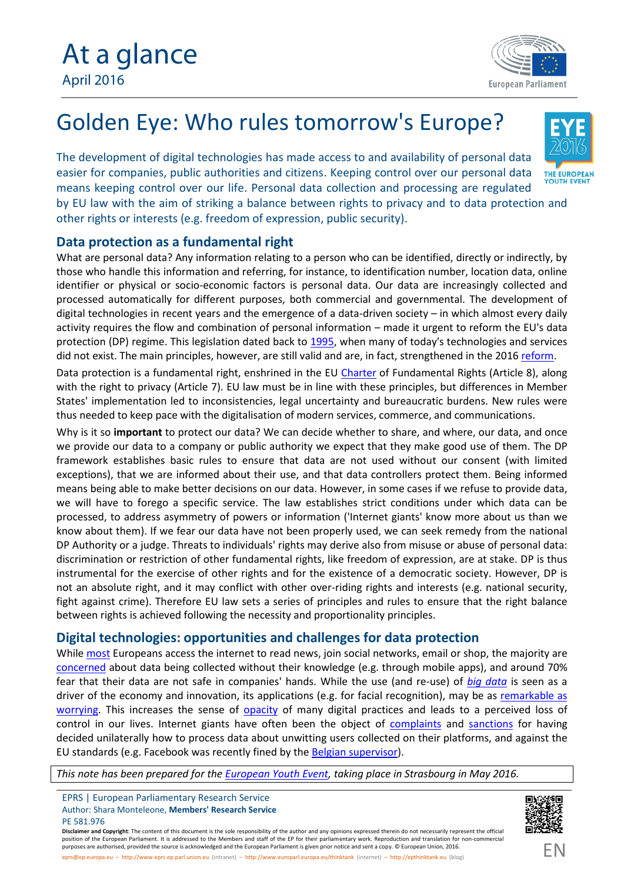# At a glance

April 2016

# Golden Eye: Who rules tomorrow's Europe?

The development of digital technologies has made access to and availability of personal data easier for companies, public authorities and citizens. Keeping control over our personal data means keeping control over our life. Personal data collection and processing are regulated by EU law with the aim of striking a balance between rights to privacy and to data protection and other rights or interests (e.g. freedom of expression, public security).

## Data protection as a fundamental right

What are personal data? Any information relating to a person who can be identified, directly or indirectly, by those who handle this information and referring, for instance, to identification number, location data, online identifier or physical or socio-economic factors is personal data. Our data are increasingly collected and processed automatically for different purposes, both commercial and governmental. The development of digital technologies in recent years and the emergence of a data-driven society – in which almost every daily activity requires the flow and combination of personal information – made it urgent to reform the EU's data protection (DP) regime. This legislation dated back to 1995, when many of today's technologies and services did not exist. The main principles, however, are still valid and are, in fact, strengthened in the 2016 reform.

Data protection is a fundamental right, enshrined in the EU Charter of Fundamental Rights (Article 8), along with the right to privacy (Article 7). EU law must be in line with these principles, but differences in Member States' implementation led to inconsistencies, legal uncertainty and bureaucratic burdens. New rules were thus needed to keep pace with the digitalisation of modern services, commerce, and communications.

Why is it so **important** to protect our data? We can decide whether to share, and where, our data, and once we provide our data to a company or public authority we expect that they make good use of them. The DP framework establishes basic rules to ensure that data are not used without our consent (with limited exceptions), that we are informed about their use, and that data controllers protect them. Being informed means being able to make better decisions on our data. However, in some cases if we refuse to provide data, we will have to forego a specific service. The law establishes strict conditions under which data can be processed, to address asymmetry of powers or information ('Internet giants' know more about us than we know about them). If we fear our data have not been properly used, we can seek remedy from the national DP Authority or a judge. Threats to individuals' rights may derive also from misuse or abuse of personal data: discrimination or restriction of other fundamental rights, like freedom of expression, are at stake. DP is thus instrumental for the exercise of other rights and for the existence of a democratic society. However, DP is not an absolute right, and it may conflict with other over-riding rights and interests (e.g. national security, fight against crime). Therefore EU law sets a series of principles and rules to ensure that the right balance between rights is achieved following the necessity and proportionality principles.

## Digital technologies: opportunities and challenges for data protection

While most Europeans access the internet to read news, join social networks, email or shop, the majority are concerned about data being collected without their knowledge (e.g. through mobile apps), and around 70% fear that their data are not safe in companies' hands. While the use (and re-use) of *big data* is seen as a driver of the economy and innovation, its applications (e.g. for facial recognition), may be as remarkable as worrying. This increases the sense of opacity of many digital practices and leads to a perceived loss of control in our lives. Internet giants have often been the object of complaints and sanctions for having decided unilaterally how to process data about unwitting users collected on their platforms, and against the EU standards (e.g. Facebook was recently fined by the Belgian supervisor).

*This note has been prepared for the European Youth Event, taking place in Strasbourg in May 2016.*

EPRS | European Parliamentary Research Service
Author: Shara Monteleone, **Members' Research Service**
PE 581.976

**Disclaimer and Copyright**: The content of this document is the sole responsibility of the author and any opinions expressed therein do not necessarily represent the official position of the European Parliament. It is addressed to the Members and staff of the EP for their parliamentary work. Reproduction and translation for non-commercial purposes are authorised, provided the source is acknowledged and the European Parliament is given prior notice and sent a copy. © European Union, 2016.

eprs@ep.europa.eu – http://www.eprs.ep.parl.union.eu (intranet) – http://www.europarl.europa.eu/thinktank (internet) – http://epthinktank.eu (blog)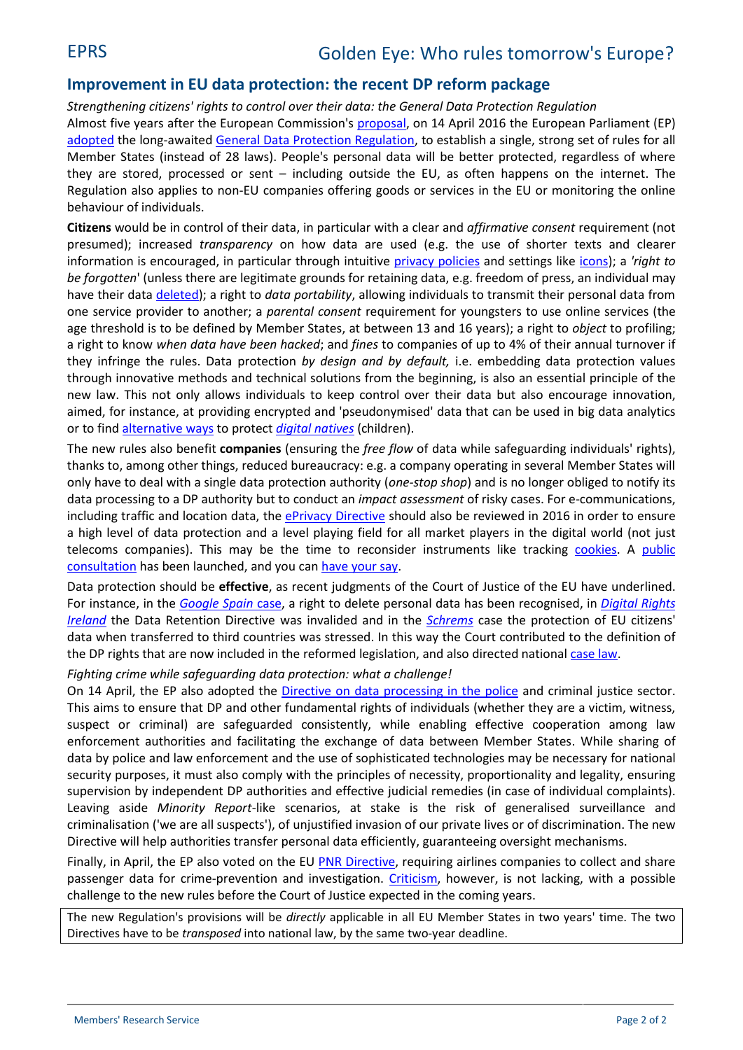## Improvement in EU data protection: the recent DP reform package

*Strengthening citizens' rights to control over their data: the General Data Protection Regulation*

Almost five years after the European Commission's proposal, on 14 April 2016 the European Parliament (EP) adopted the long-awaited General Data Protection Regulation, to establish a single, strong set of rules for all Member States (instead of 28 laws). People's personal data will be better protected, regardless of where they are stored, processed or sent – including outside the EU, as often happens on the internet. The Regulation also applies to non-EU companies offering goods or services in the EU or monitoring the online behaviour of individuals.

**Citizens** would be in control of their data, in particular with a clear and *affirmative consent* requirement (not presumed); increased *transparency* on how data are used (e.g. the use of shorter texts and clearer information is encouraged, in particular through intuitive privacy policies and settings like icons); a *'right to be forgotten*' (unless there are legitimate grounds for retaining data, e.g. freedom of press, an individual may have their data deleted); a right to *data portability*, allowing individuals to transmit their personal data from one service provider to another; a *parental consent* requirement for youngsters to use online services (the age threshold is to be defined by Member States, at between 13 and 16 years); a right to *object* to profiling; a right to know *when data have been hacked*; and *fines* to companies of up to 4% of their annual turnover if they infringe the rules. Data protection *by design and by default,* i.e. embedding data protection values through innovative methods and technical solutions from the beginning, is also an essential principle of the new law. This not only allows individuals to keep control over their data but also encourage innovation, aimed, for instance, at providing encrypted and 'pseudonymised' data that can be used in big data analytics or to find alternative ways to protect *digital natives* (children).

The new rules also benefit **companies** (ensuring the *free flow* of data while safeguarding individuals' rights), thanks to, among other things, reduced bureaucracy: e.g. a company operating in several Member States will only have to deal with a single data protection authority (*one-stop shop*) and is no longer obliged to notify its data processing to a DP authority but to conduct an *impact assessment* of risky cases. For e-communications, including traffic and location data, the ePrivacy Directive should also be reviewed in 2016 in order to ensure a high level of data protection and a level playing field for all market players in the digital world (not just telecoms companies). This may be the time to reconsider instruments like tracking cookies. A public consultation has been launched, and you can have your say.

Data protection should be **effective**, as recent judgments of the Court of Justice of the EU have underlined. For instance, in the *Google Spain* case, a right to delete personal data has been recognised, in *Digital Rights Ireland* the Data Retention Directive was invalided and in the *Schrems* case the protection of EU citizens' data when transferred to third countries was stressed. In this way the Court contributed to the definition of the DP rights that are now included in the reformed legislation, and also directed national case law.

*Fighting crime while safeguarding data protection: what a challenge!*

On 14 April, the EP also adopted the Directive on data processing in the police and criminal justice sector. This aims to ensure that DP and other fundamental rights of individuals (whether they are a victim, witness, suspect or criminal) are safeguarded consistently, while enabling effective cooperation among law enforcement authorities and facilitating the exchange of data between Member States. While sharing of data by police and law enforcement and the use of sophisticated technologies may be necessary for national security purposes, it must also comply with the principles of necessity, proportionality and legality, ensuring supervision by independent DP authorities and effective judicial remedies (in case of individual complaints). Leaving aside *Minority Report*-like scenarios, at stake is the risk of generalised surveillance and criminalisation ('we are all suspects'), of unjustified invasion of our private lives or of discrimination. The new Directive will help authorities transfer personal data efficiently, guaranteeing oversight mechanisms.

Finally, in April, the EP also voted on the EU PNR Directive, requiring airlines companies to collect and share passenger data for crime-prevention and investigation. Criticism, however, is not lacking, with a possible challenge to the new rules before the Court of Justice expected in the coming years.

The new Regulation's provisions will be *directly* applicable in all EU Member States in two years' time. The two Directives have to be *transposed* into national law, by the same two-year deadline.